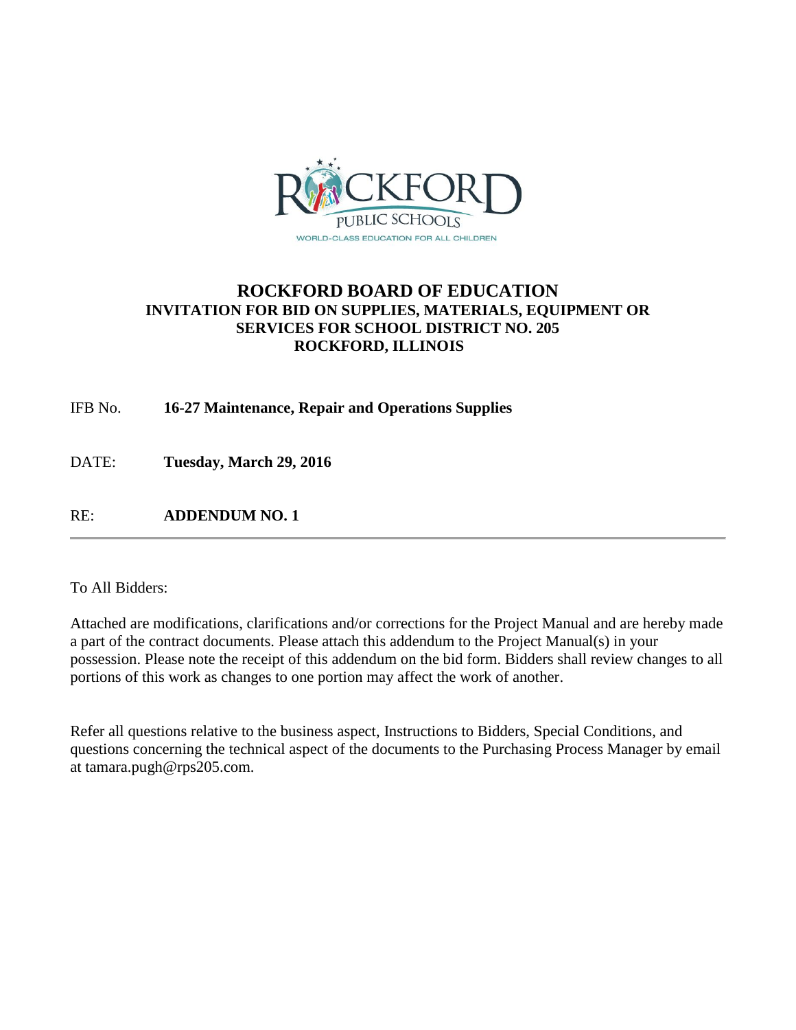# ROCKFORD BOARD OF EDUCATION

## INVITATION FOR BID ON SUPPLIES, MATERIALS, EQUIPMENT OR SERVICES FOR SCHOOL DISTRICT NO. 205 ROCKFORD, ILLINOIS

IFB No. **16-27 Maintenance, Repair and Operations Supplies**

DATE: **Tuesday, March 29, 2016**

RE: **ADDENDUM NO. 1**

---

To All Bidders:

Attached are modifications, clarifications and/or corrections for the Project Manual and are hereby made a part of the contract documents. Please attach this addendum to the Project Manual(s) in your possession. Please note the receipt of this addendum on the bid form. Bidders shall review changes to all portions of this work as changes to one portion may affect the work of another.

Refer all questions relative to the business aspect, Instructions to Bidders, Special Conditions, and questions concerning the technical aspect of the documents to the Purchasing Process Manager by email at tamara.pugh@rps205.com.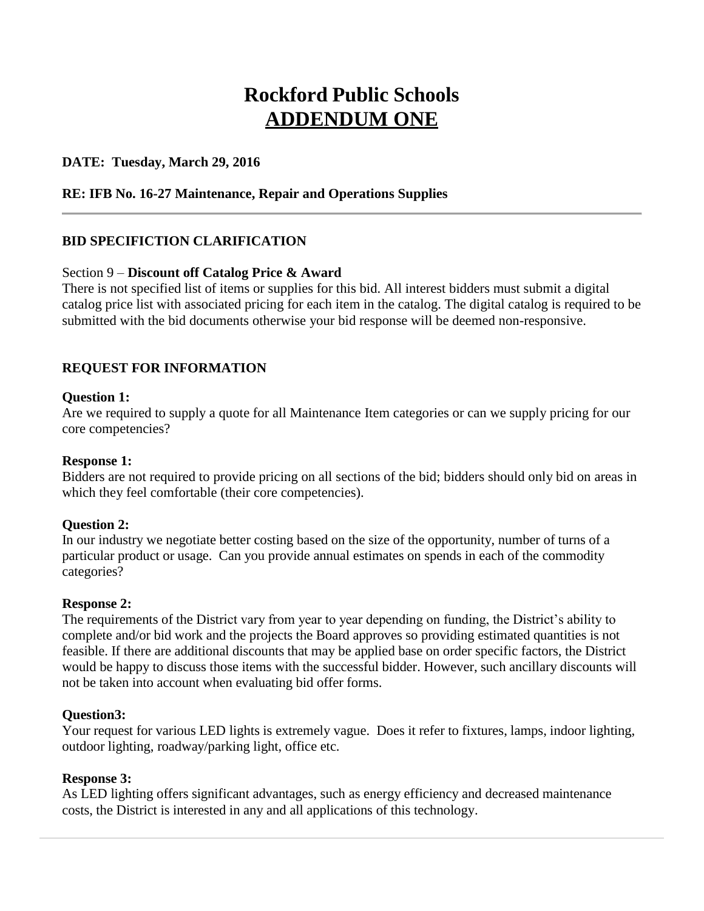# Rockford Public Schools
# ADDENDUM ONE

**DATE: Tuesday, March 29, 2016**

**RE: IFB No. 16-27 Maintenance, Repair and Operations Supplies**

---

**BID SPECIFICTION CLARIFICATION**

Section 9 – **Discount off Catalog Price & Award**
There is not specified list of items or supplies for this bid. All interest bidders must submit a digital catalog price list with associated pricing for each item in the catalog. The digital catalog is required to be submitted with the bid documents otherwise your bid response will be deemed non-responsive.

**REQUEST FOR INFORMATION**

**Question 1:**
Are we required to supply a quote for all Maintenance Item categories or can we supply pricing for our core competencies?

**Response 1:**
Bidders are not required to provide pricing on all sections of the bid; bidders should only bid on areas in which they feel comfortable (their core competencies).

**Question 2:**
In our industry we negotiate better costing based on the size of the opportunity, number of turns of a particular product or usage. Can you provide annual estimates on spends in each of the commodity categories?

**Response 2:**
The requirements of the District vary from year to year depending on funding, the District's ability to complete and/or bid work and the projects the Board approves so providing estimated quantities is not feasible. If there are additional discounts that may be applied base on order specific factors, the District would be happy to discuss those items with the successful bidder. However, such ancillary discounts will not be taken into account when evaluating bid offer forms.

**Question3:**
Your request for various LED lights is extremely vague. Does it refer to fixtures, lamps, indoor lighting, outdoor lighting, roadway/parking light, office etc.

**Response 3:**
As LED lighting offers significant advantages, such as energy efficiency and decreased maintenance costs, the District is interested in any and all applications of this technology.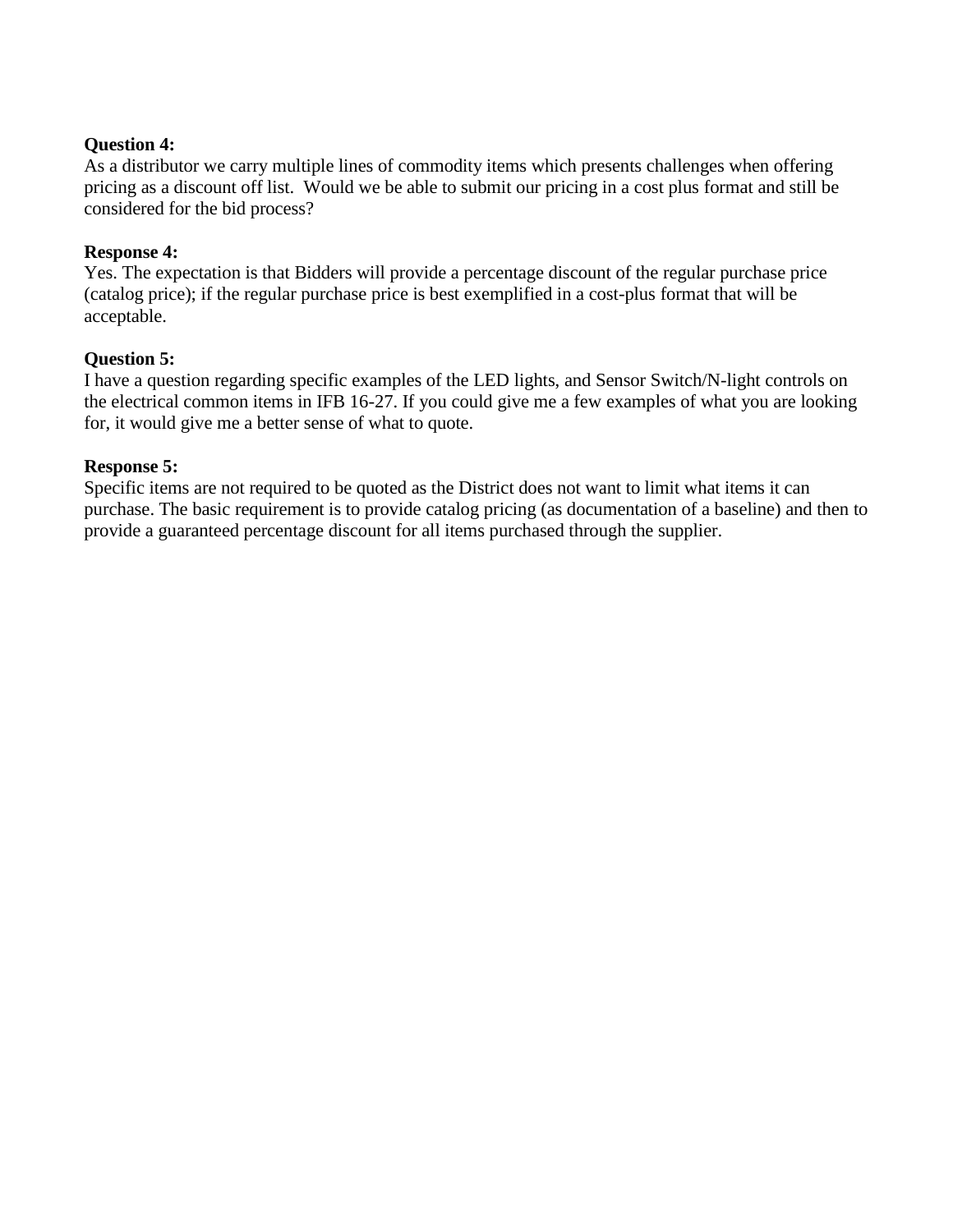**Question 4:**
As a distributor we carry multiple lines of commodity items which presents challenges when offering pricing as a discount off list. Would we be able to submit our pricing in a cost plus format and still be considered for the bid process?

**Response 4:**
Yes. The expectation is that Bidders will provide a percentage discount of the regular purchase price (catalog price); if the regular purchase price is best exemplified in a cost-plus format that will be acceptable.

**Question 5:**
I have a question regarding specific examples of the LED lights, and Sensor Switch/N-light controls on the electrical common items in IFB 16-27. If you could give me a few examples of what you are looking for, it would give me a better sense of what to quote.

**Response 5:**
Specific items are not required to be quoted as the District does not want to limit what items it can purchase. The basic requirement is to provide catalog pricing (as documentation of a baseline) and then to provide a guaranteed percentage discount for all items purchased through the supplier.